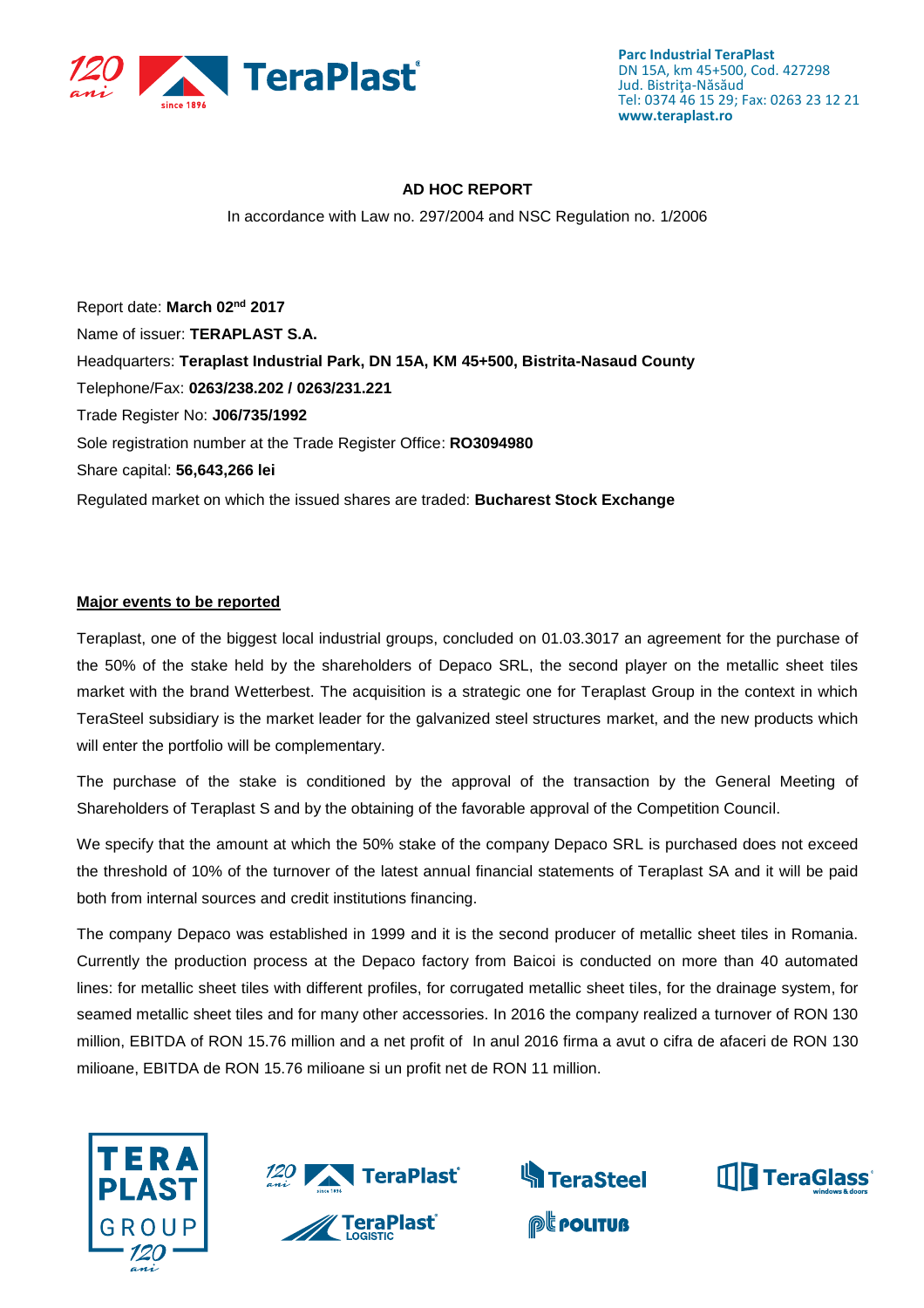Parc Industrial TeraPlast
DN 15A, km 45+500, Cod. 427298
Jud. Bistrița-Năsăud
Tel: 0374 46 15 29; Fax: 0263 23 12 21
www.teraplast.ro

**AD HOC REPORT**

In accordance with Law no. 297/2004 and NSC Regulation no. 1/2006

Report date: **March 02nd 2017**

Name of issuer: **TERAPLAST S.A.**

Headquarters: **Teraplast Industrial Park, DN 15A, KM 45+500, Bistrita-Nasaud County**

Telephone/Fax: **0263/238.202 / 0263/231.221**

Trade Register No: **J06/735/1992**

Sole registration number at the Trade Register Office: **RO3094980**

Share capital: **56,643,266 lei**

Regulated market on which the issued shares are traded: **Bucharest Stock Exchange**

**Major events to be reported**

Teraplast, one of the biggest local industrial groups, concluded on 01.03.3017 an agreement for the purchase of the 50% of the stake held by the shareholders of Depaco SRL, the second player on the metallic sheet tiles market with the brand Wetterbest. The acquisition is a strategic one for Teraplast Group in the context in which TeraSteel subsidiary is the market leader for the galvanized steel structures market, and the new products which will enter the portfolio will be complementary.

The purchase of the stake is conditioned by the approval of the transaction by the General Meeting of Shareholders of Teraplast S and by the obtaining of the favorable approval of the Competition Council.

We specify that the amount at which the 50% stake of the company Depaco SRL is purchased does not exceed the threshold of 10% of the turnover of the latest annual financial statements of Teraplast SA and it will be paid both from internal sources and credit institutions financing.

The company Depaco was established in 1999 and it is the second producer of metallic sheet tiles in Romania. Currently the production process at the Depaco factory from Baicoi is conducted on more than 40 automated lines: for metallic sheet tiles with different profiles, for corrugated metallic sheet tiles, for the drainage system, for seamed metallic sheet tiles and for many other accessories. In 2016 the company realized a turnover of RON 130 million, EBITDA of RON 15.76 million and a net profit of In anul 2016 firma a avut o cifra de afaceri de RON 130 milioane, EBITDA de RON 15.76 milioane si un profit net de RON 11 million.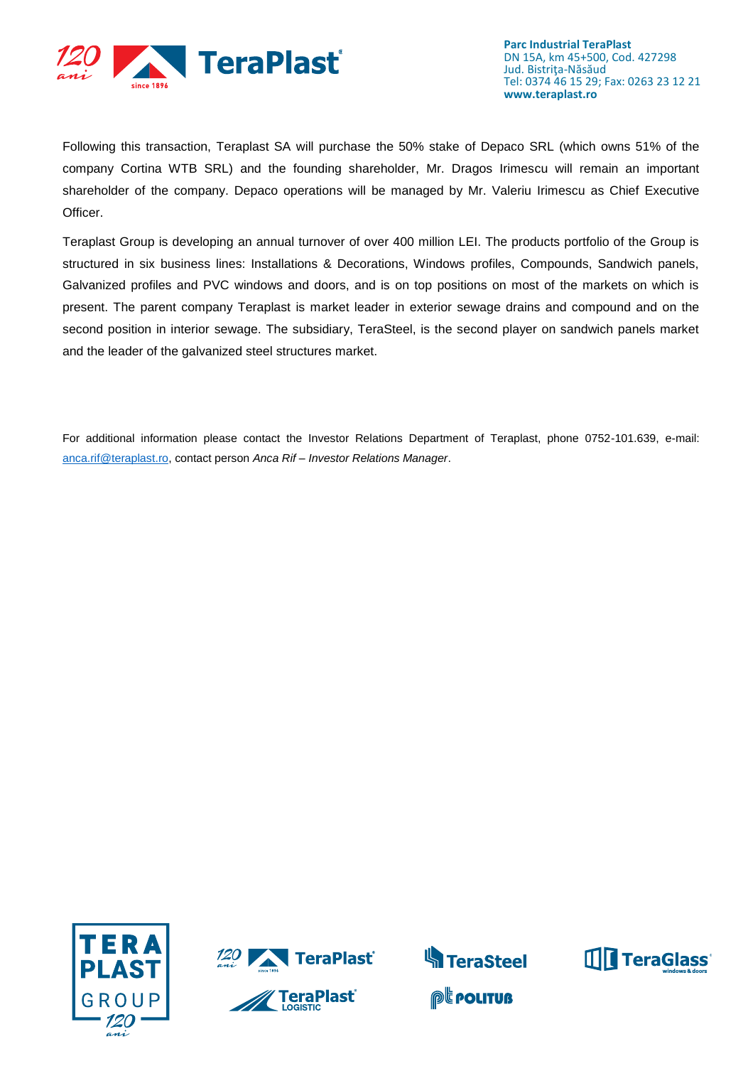Following this transaction, Teraplast SA will purchase the 50% stake of Depaco SRL (which owns 51% of the company Cortina WTB SRL) and the founding shareholder, Mr. Dragos Irimescu will remain an important shareholder of the company. Depaco operations will be managed by Mr. Valeriu Irimescu as Chief Executive Officer.

Teraplast Group is developing an annual turnover of over 400 million LEI. The products portfolio of the Group is structured in six business lines: Installations & Decorations, Windows profiles, Compounds, Sandwich panels, Galvanized profiles and PVC windows and doors, and is on top positions on most of the markets on which is present. The parent company Teraplast is market leader in exterior sewage drains and compound and on the second position in interior sewage. The subsidiary, TeraSteel, is the second player on sandwich panels market and the leader of the galvanized steel structures market.

For additional information please contact the Investor Relations Department of Teraplast, phone 0752-101.639, e-mail: anca.rif@teraplast.ro, contact person *Anca Rif – Investor Relations Manager*.